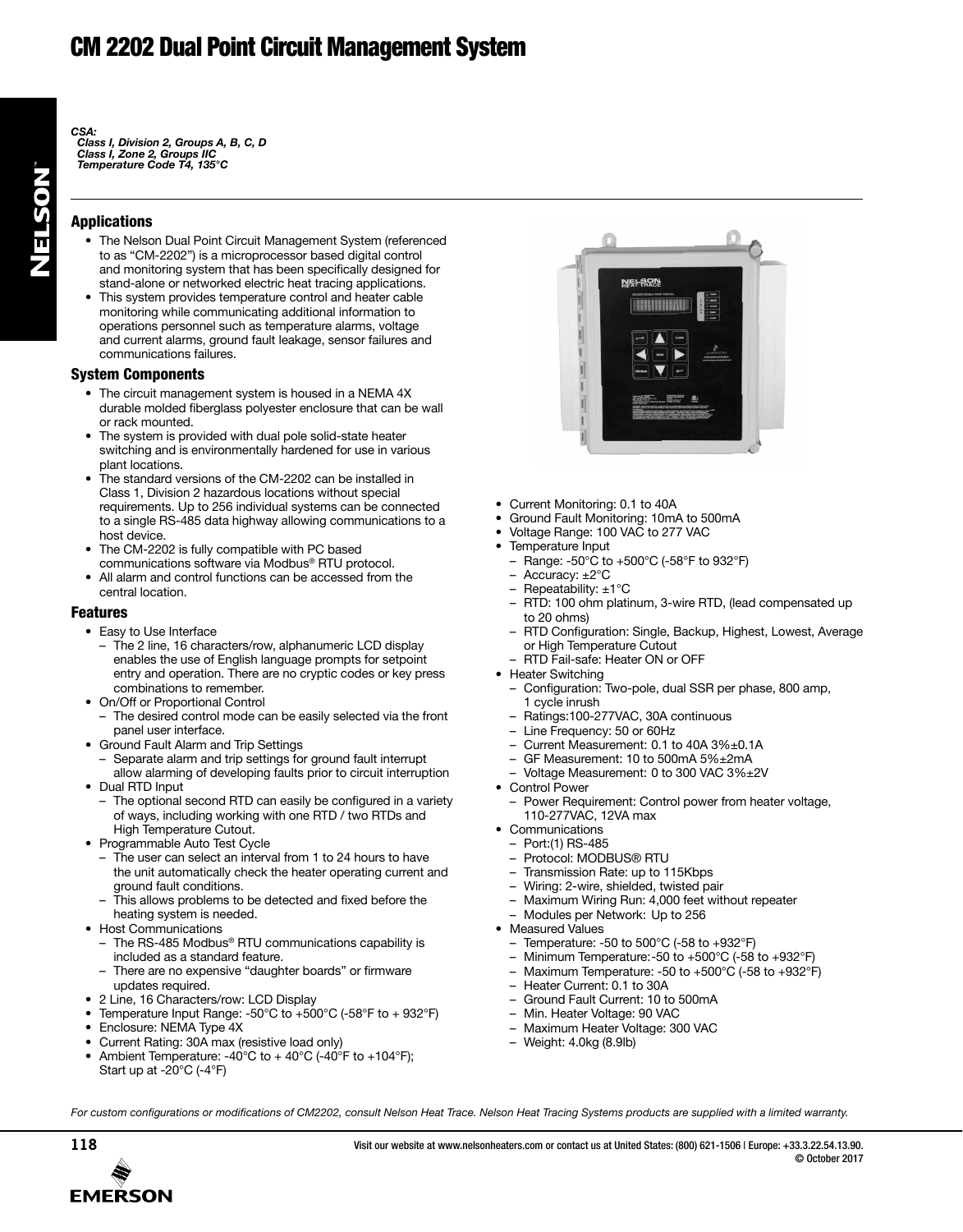# CM 2202 Dual Point Circuit Management System

*CSA:*
*Class I, Division 2, Groups A, B, C, D*
*Class I, Zone 2, Groups IIC*
*Temperature Code T4, 135°C*

## Applications

- The Nelson Dual Point Circuit Management System (referenced to as "CM-2202") is a microprocessor based digital control and monitoring system that has been specifically designed for stand-alone or networked electric heat tracing applications.
- This system provides temperature control and heater cable monitoring while communicating additional information to operations personnel such as temperature alarms, voltage and current alarms, ground fault leakage, sensor failures and communications failures.

## System Components

- The circuit management system is housed in a NEMA 4X durable molded fiberglass polyester enclosure that can be wall or rack mounted.
- The system is provided with dual pole solid-state heater switching and is environmentally hardened for use in various plant locations.
- The standard versions of the CM-2202 can be installed in Class 1, Division 2 hazardous locations without special requirements. Up to 256 individual systems can be connected to a single RS-485 data highway allowing communications to a host device.
- The CM-2202 is fully compatible with PC based communications software via Modbus® RTU protocol.
- All alarm and control functions can be accessed from the central location.

## Features

- Easy to Use Interface
  - The 2 line, 16 characters/row, alphanumeric LCD display enables the use of English language prompts for setpoint entry and operation. There are no cryptic codes or key press combinations to remember.
- On/Off or Proportional Control
  - The desired control mode can be easily selected via the front panel user interface.
- Ground Fault Alarm and Trip Settings
  - Separate alarm and trip settings for ground fault interrupt allow alarming of developing faults prior to circuit interruption
- Dual RTD Input
  - The optional second RTD can easily be configured in a variety of ways, including working with one RTD / two RTDs and High Temperature Cutout.
- Programmable Auto Test Cycle
  - The user can select an interval from 1 to 24 hours to have the unit automatically check the heater operating current and ground fault conditions.
  - This allows problems to be detected and fixed before the heating system is needed.
- Host Communications
  - The RS-485 Modbus® RTU communications capability is included as a standard feature.
  - There are no expensive "daughter boards" or firmware updates required.
- 2 Line, 16 Characters/row: LCD Display
- Temperature Input Range: -50°C to +500°C (-58°F to + 932°F)
- Enclosure: NEMA Type 4X
- Current Rating: 30A max (resistive load only)
- Ambient Temperature: -40°C to + 40°C (-40°F to +104°F); Start up at -20°C (-4°F)

- Current Monitoring: 0.1 to 40A
- Ground Fault Monitoring: 10mA to 500mA
- Voltage Range: 100 VAC to 277 VAC
- Temperature Input
  - Range: -50°C to +500°C (-58°F to 932°F)
  - Accuracy: ±2°C
  - Repeatability: ±1°C
  - RTD: 100 ohm platinum, 3-wire RTD, (lead compensated up to 20 ohms)
  - RTD Configuration: Single, Backup, Highest, Lowest, Average or High Temperature Cutout
  - RTD Fail-safe: Heater ON or OFF
- Heater Switching
  - Configuration: Two-pole, dual SSR per phase, 800 amp, 1 cycle inrush
  - Ratings:100-277VAC, 30A continuous
  - Line Frequency: 50 or 60Hz
  - Current Measurement: 0.1 to 40A 3%±0.1A
  - GF Measurement: 10 to 500mA 5%±2mA
  - Voltage Measurement: 0 to 300 VAC 3%±2V
- Control Power
  - Power Requirement: Control power from heater voltage, 110-277VAC, 12VA max
- Communications
  - Port:(1) RS-485
  - Protocol: MODBUS® RTU
  - Transmission Rate: up to 115Kbps
  - Wiring: 2-wire, shielded, twisted pair
  - Maximum Wiring Run: 4,000 feet without repeater
  - Modules per Network: Up to 256
- Measured Values
  - Temperature: -50 to 500°C (-58 to +932°F)
  - Minimum Temperature: -50 to +500°C (-58 to +932°F)
  - Maximum Temperature: -50 to +500°C (-58 to +932°F)
  - Heater Current: 0.1 to 30A
  - Ground Fault Current: 10 to 500mA
  - Min. Heater Voltage: 90 VAC
  - Maximum Heater Voltage: 300 VAC
  - Weight: 4.0kg (8.9lb)

*For custom configurations or modifications of CM2202, consult Nelson Heat Trace. Nelson Heat Tracing Systems products are supplied with a limited warranty.*

Visit our website at www.nelsonheaters.com or contact us at United States: (800) 621-1506 | Europe: +33.3.22.54.13.90.
© October 2017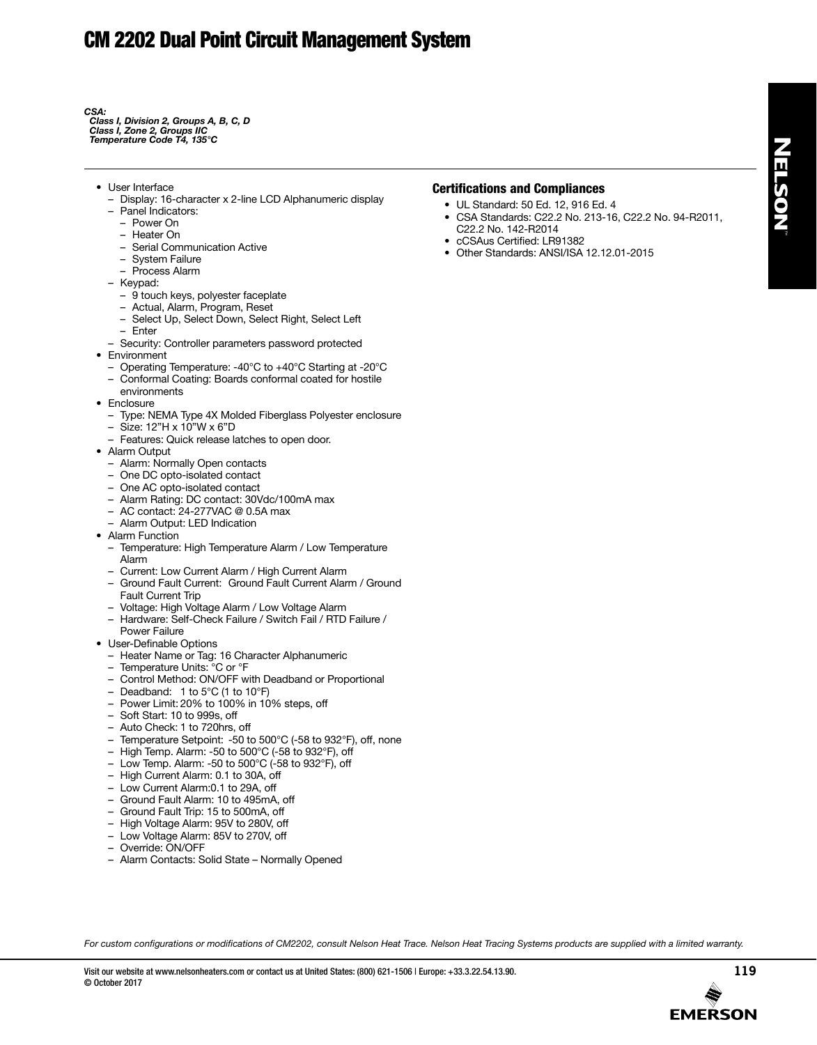# CM 2202 Dual Point Circuit Management System

*CSA:*
*Class I, Division 2, Groups A, B, C, D*
*Class I, Zone 2, Groups IIC*
*Temperature Code T4, 135°C*

---

- User Interface
  - Display: 16-character x 2-line LCD Alphanumeric display
  - Panel Indicators:
    - Power On
    - Heater On
    - Serial Communication Active
    - System Failure
    - Process Alarm
  - Keypad:
    - 9 touch keys, polyester faceplate
    - Actual, Alarm, Program, Reset
    - Select Up, Select Down, Select Right, Select Left
    - Enter
  - Security: Controller parameters password protected
- Environment
  - Operating Temperature: -40°C to +40°C Starting at -20°C
  - Conformal Coating: Boards conformal coated for hostile environments
- Enclosure
  - Type: NEMA Type 4X Molded Fiberglass Polyester enclosure
  - Size: 12"H x 10"W x 6"D
  - Features: Quick release latches to open door.
- Alarm Output
  - Alarm: Normally Open contacts
  - One DC opto-isolated contact
  - One AC opto-isolated contact
  - Alarm Rating: DC contact: 30Vdc/100mA max
  - AC contact: 24-277VAC @ 0.5A max
  - Alarm Output: LED Indication
- Alarm Function
  - Temperature: High Temperature Alarm / Low Temperature Alarm
  - Current: Low Current Alarm / High Current Alarm
  - Ground Fault Current: Ground Fault Current Alarm / Ground Fault Current Trip
  - Voltage: High Voltage Alarm / Low Voltage Alarm
  - Hardware: Self-Check Failure / Switch Fail / RTD Failure / Power Failure
- User-Definable Options
  - Heater Name or Tag: 16 Character Alphanumeric
  - Temperature Units: °C or °F
  - Control Method: ON/OFF with Deadband or Proportional
  - Deadband: 1 to 5°C (1 to 10°F)
  - Power Limit: 20% to 100% in 10% steps, off
  - Soft Start: 10 to 999s, off
  - Auto Check: 1 to 720hrs, off
  - Temperature Setpoint: -50 to 500°C (-58 to 932°F), off, none
  - High Temp. Alarm: -50 to 500°C (-58 to 932°F), off
  - Low Temp. Alarm: -50 to 500°C (-58 to 932°F), off
  - High Current Alarm: 0.1 to 30A, off
  - Low Current Alarm:0.1 to 29A, off
  - Ground Fault Alarm: 10 to 495mA, off
  - Ground Fault Trip: 15 to 500mA, off
  - High Voltage Alarm: 95V to 280V, off
  - Low Voltage Alarm: 85V to 270V, off
  - Override: ON/OFF
  - Alarm Contacts: Solid State – Normally Opened

## Certifications and Compliances

- UL Standard: 50 Ed. 12, 916 Ed. 4
- CSA Standards: C22.2 No. 213-16, C22.2 No. 94-R2011, C22.2 No. 142-R2014
- cCSAus Certified: LR91382
- Other Standards: ANSI/ISA 12.12.01-2015

*For custom configurations or modifications of CM2202, consult Nelson Heat Trace. Nelson Heat Tracing Systems products are supplied with a limited warranty.*